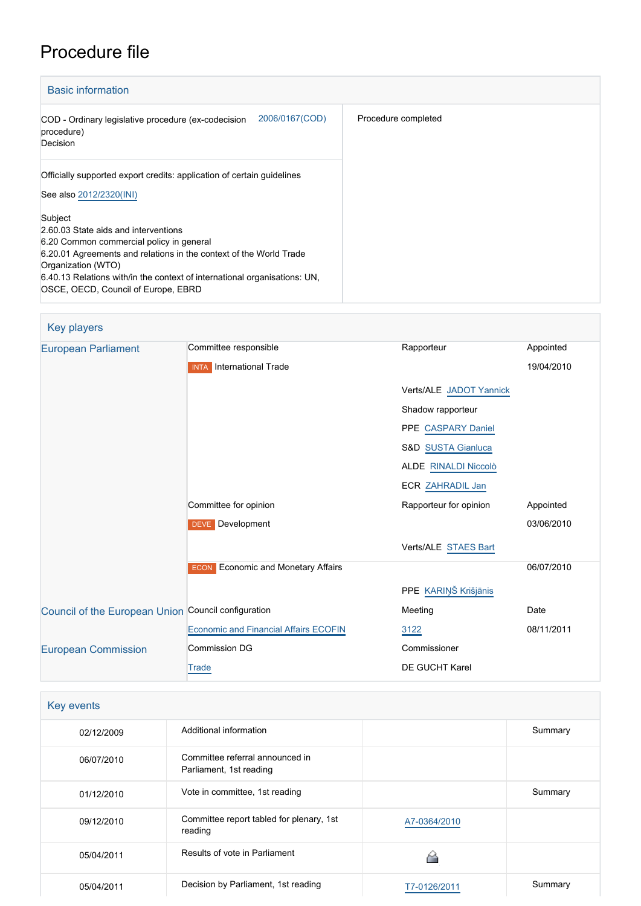# Procedure file

## Basic information

| | |
|---|---|
| COD - Ordinary legislative procedure (ex-codecision procedure)<br>Decision 2006/0167(COD) | Procedure completed |
| Officially supported export credits: application of certain guidelines<br><br>See also 2012/2320(INI)<br><br>Subject<br>2.60.03 State aids and interventions<br>6.20 Common commercial policy in general<br>6.20.01 Agreements and relations in the context of the World Trade Organization (WTO)<br>6.40.13 Relations with/in the context of international organisations: UN, OSCE, OECD, Council of Europe, EBRD | |

## Key players

| | | | |
|---|---|---|---|
| European Parliament | Committee responsible | Rapporteur | Appointed |
| | INTA International Trade | | 19/04/2010 |
| | | Verts/ALE JADOT Yannick | |
| | | Shadow rapporteur | |
| | | PPE CASPARY Daniel | |
| | | S&D SUSTA Gianluca | |
| | | ALDE RINALDI Niccolò | |
| | | ECR ZAHRADIL Jan | |
| | Committee for opinion | Rapporteur for opinion | Appointed |
| | DEVE Development | | 03/06/2010 |
| | | Verts/ALE STAES Bart | |
| | ECON Economic and Monetary Affairs | | 06/07/2010 |
| | | PPE KARIŅŠ Krišjānis | |
| Council of the European Union | Council configuration | Meeting | Date |
| | Economic and Financial Affairs ECOFIN | 3122 | 08/11/2011 |
| European Commission | Commission DG | Commissioner | |
| | Trade | DE GUCHT Karel | |

## Key events

| | | | |
|---|---|---|---|
| 02/12/2009 | Additional information | | Summary |
| 06/07/2010 | Committee referral announced in Parliament, 1st reading | | |
| 01/12/2010 | Vote in committee, 1st reading | | Summary |
| 09/12/2010 | Committee report tabled for plenary, 1st reading | A7-0364/2010 | |
| 05/04/2011 | Results of vote in Parliament | | |
| 05/04/2011 | Decision by Parliament, 1st reading | T7-0126/2011 | Summary |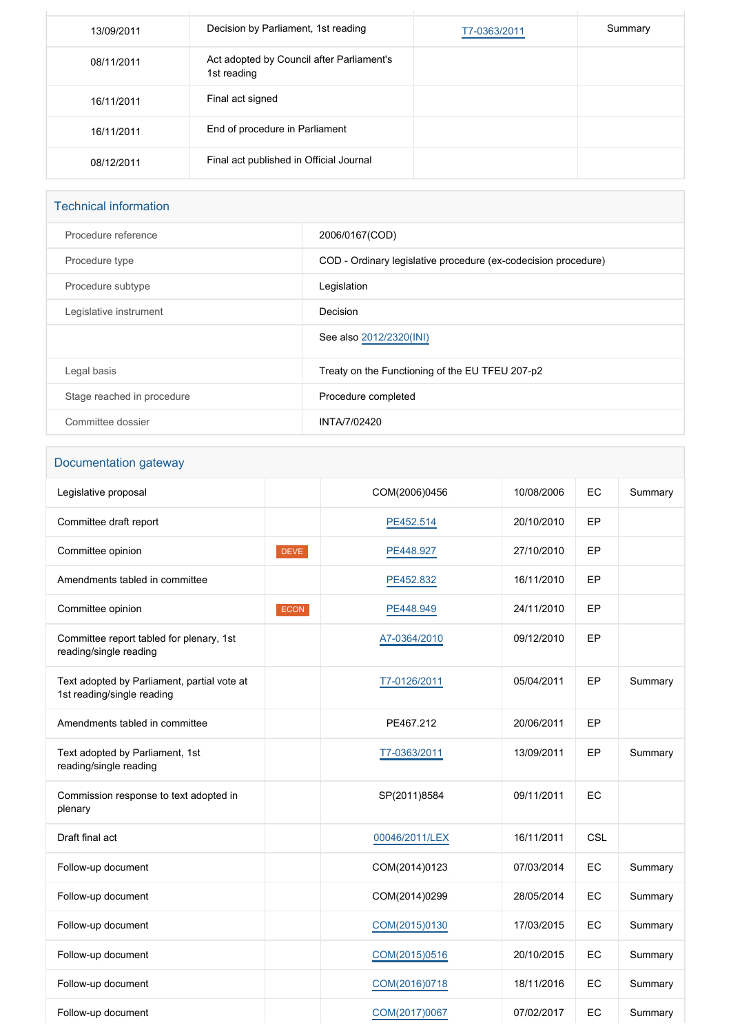| | | | |
|---|---|---|---|
| 13/09/2011 | Decision by Parliament, 1st reading | T7-0363/2011 | Summary |
| 08/11/2011 | Act adopted by Council after Parliament's 1st reading | | |
| 16/11/2011 | Final act signed | | |
| 16/11/2011 | End of procedure in Parliament | | |
| 08/12/2011 | Final act published in Official Journal | | |

## Technical information

| | |
|---|---|
| Procedure reference | 2006/0167(COD) |
| Procedure type | COD - Ordinary legislative procedure (ex-codecision procedure) |
| Procedure subtype | Legislation |
| Legislative instrument | Decision |
| | See also 2012/2320(INI) |
| Legal basis | Treaty on the Functioning of the EU TFEU 207-p2 |
| Stage reached in procedure | Procedure completed |
| Committee dossier | INTA/7/02420 |

## Documentation gateway

| | | | | | |
|---|---|---|---|---|---|
| Legislative proposal | | COM(2006)0456 | 10/08/2006 | EC | Summary |
| Committee draft report | | PE452.514 | 20/10/2010 | EP | |
| Committee opinion | DEVE | PE448.927 | 27/10/2010 | EP | |
| Amendments tabled in committee | | PE452.832 | 16/11/2010 | EP | |
| Committee opinion | ECON | PE448.949 | 24/11/2010 | EP | |
| Committee report tabled for plenary, 1st reading/single reading | | A7-0364/2010 | 09/12/2010 | EP | |
| Text adopted by Parliament, partial vote at 1st reading/single reading | | T7-0126/2011 | 05/04/2011 | EP | Summary |
| Amendments tabled in committee | | PE467.212 | 20/06/2011 | EP | |
| Text adopted by Parliament, 1st reading/single reading | | T7-0363/2011 | 13/09/2011 | EP | Summary |
| Commission response to text adopted in plenary | | SP(2011)8584 | 09/11/2011 | EC | |
| Draft final act | | 00046/2011/LEX | 16/11/2011 | CSL | |
| Follow-up document | | COM(2014)0123 | 07/03/2014 | EC | Summary |
| Follow-up document | | COM(2014)0299 | 28/05/2014 | EC | Summary |
| Follow-up document | | COM(2015)0130 | 17/03/2015 | EC | Summary |
| Follow-up document | | COM(2015)0516 | 20/10/2015 | EC | Summary |
| Follow-up document | | COM(2016)0718 | 18/11/2016 | EC | Summary |
| Follow-up document | | COM(2017)0067 | 07/02/2017 | EC | Summary |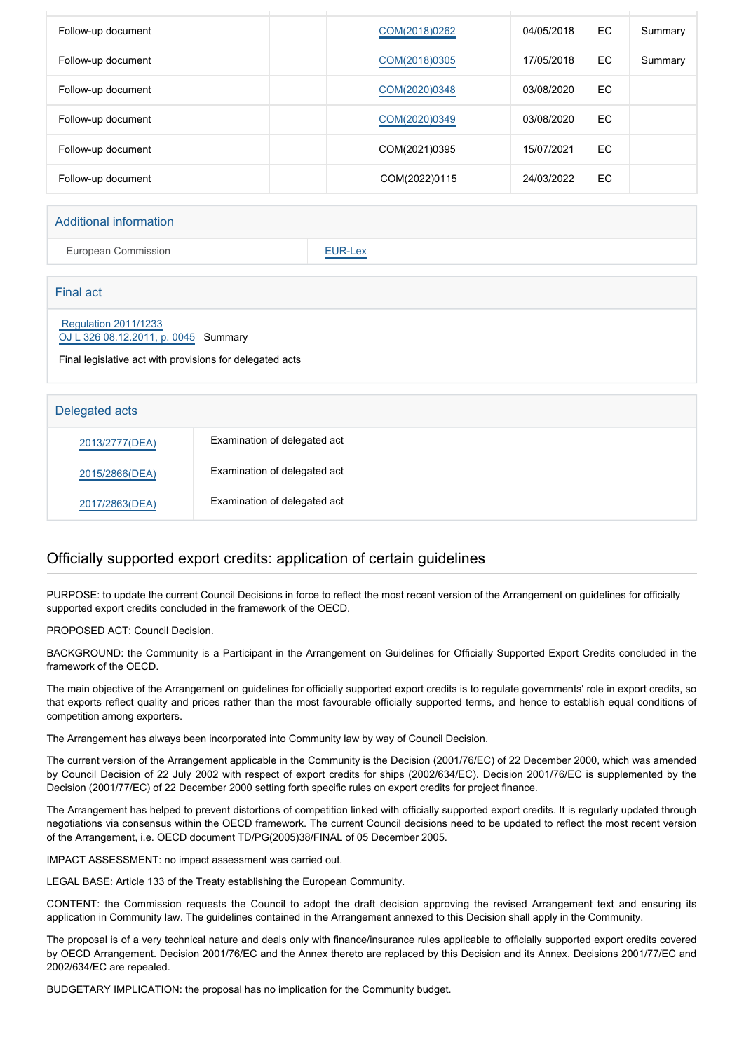| | | | | | |
|---|---|---|---|---|---|
| Follow-up document | | COM(2018)0262 | 04/05/2018 | EC | Summary |
| Follow-up document | | COM(2018)0305 | 17/05/2018 | EC | Summary |
| Follow-up document | | COM(2020)0348 | 03/08/2020 | EC | |
| Follow-up document | | COM(2020)0349 | 03/08/2020 | EC | |
| Follow-up document | | COM(2021)0395 | 15/07/2021 | EC | |
| Follow-up document | | COM(2022)0115 | 24/03/2022 | EC | |

## Additional information

| | |
|---|---|
| European Commission | EUR-Lex |

## Final act

Regulation 2011/1233
OJ L 326 08.12.2011, p. 0045 Summary

Final legislative act with provisions for delegated acts

## Delegated acts

| | |
|---|---|
| 2013/2777(DEA) | Examination of delegated act |
| 2015/2866(DEA) | Examination of delegated act |
| 2017/2863(DEA) | Examination of delegated act |

## Officially supported export credits: application of certain guidelines

PURPOSE: to update the current Council Decisions in force to reflect the most recent version of the Arrangement on guidelines for officially supported export credits concluded in the framework of the OECD.

PROPOSED ACT: Council Decision.

BACKGROUND: the Community is a Participant in the Arrangement on Guidelines for Officially Supported Export Credits concluded in the framework of the OECD.

The main objective of the Arrangement on guidelines for officially supported export credits is to regulate governments' role in export credits, so that exports reflect quality and prices rather than the most favourable officially supported terms, and hence to establish equal conditions of competition among exporters.

The Arrangement has always been incorporated into Community law by way of Council Decision.

The current version of the Arrangement applicable in the Community is the Decision (2001/76/EC) of 22 December 2000, which was amended by Council Decision of 22 July 2002 with respect of export credits for ships (2002/634/EC). Decision 2001/76/EC is supplemented by the Decision (2001/77/EC) of 22 December 2000 setting forth specific rules on export credits for project finance.

The Arrangement has helped to prevent distortions of competition linked with officially supported export credits. It is regularly updated through negotiations via consensus within the OECD framework. The current Council decisions need to be updated to reflect the most recent version of the Arrangement, i.e. OECD document TD/PG(2005)38/FINAL of 05 December 2005.

IMPACT ASSESSMENT: no impact assessment was carried out.

LEGAL BASE: Article 133 of the Treaty establishing the European Community.

CONTENT: the Commission requests the Council to adopt the draft decision approving the revised Arrangement text and ensuring its application in Community law. The guidelines contained in the Arrangement annexed to this Decision shall apply in the Community.

The proposal is of a very technical nature and deals only with finance/insurance rules applicable to officially supported export credits covered by OECD Arrangement. Decision 2001/76/EC and the Annex thereto are replaced by this Decision and its Annex. Decisions 2001/77/EC and 2002/634/EC are repealed.

BUDGETARY IMPLICATION: the proposal has no implication for the Community budget.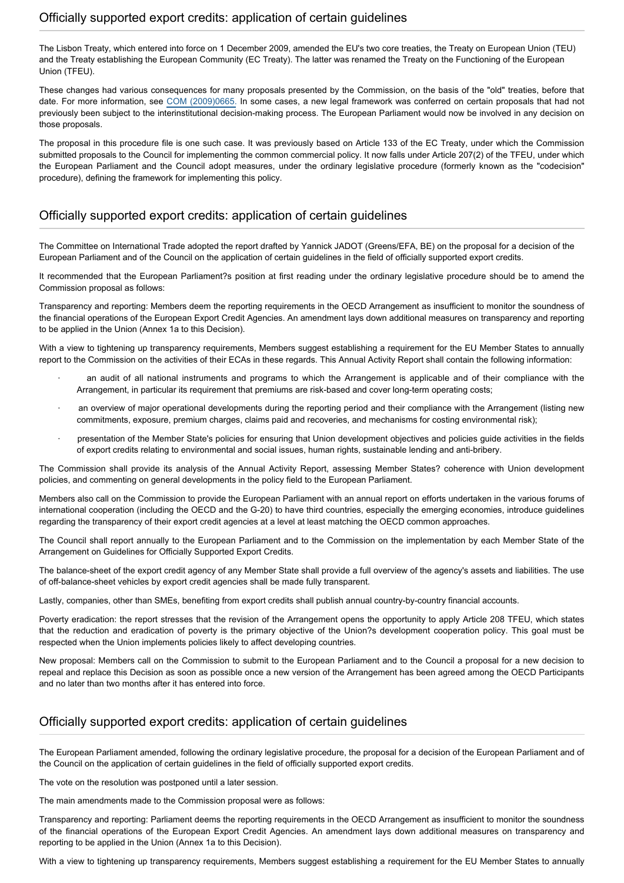## Officially supported export credits: application of certain guidelines

The Lisbon Treaty, which entered into force on 1 December 2009, amended the EU's two core treaties, the Treaty on European Union (TEU) and the Treaty establishing the European Community (EC Treaty). The latter was renamed the Treaty on the Functioning of the European Union (TFEU).

These changes had various consequences for many proposals presented by the Commission, on the basis of the "old" treaties, before that date. For more information, see COM (2009)0665. In some cases, a new legal framework was conferred on certain proposals that had not previously been subject to the interinstitutional decision-making process. The European Parliament would now be involved in any decision on those proposals.

The proposal in this procedure file is one such case. It was previously based on Article 133 of the EC Treaty, under which the Commission submitted proposals to the Council for implementing the common commercial policy. It now falls under Article 207(2) of the TFEU, under which the European Parliament and the Council adopt measures, under the ordinary legislative procedure (formerly known as the "codecision" procedure), defining the framework for implementing this policy.

## Officially supported export credits: application of certain guidelines

The Committee on International Trade adopted the report drafted by Yannick JADOT (Greens/EFA, BE) on the proposal for a decision of the European Parliament and of the Council on the application of certain guidelines in the field of officially supported export credits.

It recommended that the European Parliament?s position at first reading under the ordinary legislative procedure should be to amend the Commission proposal as follows:

Transparency and reporting: Members deem the reporting requirements in the OECD Arrangement as insufficient to monitor the soundness of the financial operations of the European Export Credit Agencies. An amendment lays down additional measures on transparency and reporting to be applied in the Union (Annex 1a to this Decision).

With a view to tightening up transparency requirements, Members suggest establishing a requirement for the EU Member States to annually report to the Commission on the activities of their ECAs in these regards. This Annual Activity Report shall contain the following information:

- an audit of all national instruments and programs to which the Arrangement is applicable and of their compliance with the Arrangement, in particular its requirement that premiums are risk-based and cover long-term operating costs;
- an overview of major operational developments during the reporting period and their compliance with the Arrangement (listing new commitments, exposure, premium charges, claims paid and recoveries, and mechanisms for costing environmental risk);
- presentation of the Member State's policies for ensuring that Union development objectives and policies guide activities in the fields of export credits relating to environmental and social issues, human rights, sustainable lending and anti-bribery.

The Commission shall provide its analysis of the Annual Activity Report, assessing Member States? coherence with Union development policies, and commenting on general developments in the policy field to the European Parliament.

Members also call on the Commission to provide the European Parliament with an annual report on efforts undertaken in the various forums of international cooperation (including the OECD and the G-20) to have third countries, especially the emerging economies, introduce guidelines regarding the transparency of their export credit agencies at a level at least matching the OECD common approaches.

The Council shall report annually to the European Parliament and to the Commission on the implementation by each Member State of the Arrangement on Guidelines for Officially Supported Export Credits.

The balance-sheet of the export credit agency of any Member State shall provide a full overview of the agency's assets and liabilities. The use of off-balance-sheet vehicles by export credit agencies shall be made fully transparent.

Lastly, companies, other than SMEs, benefiting from export credits shall publish annual country-by-country financial accounts.

Poverty eradication: the report stresses that the revision of the Arrangement opens the opportunity to apply Article 208 TFEU, which states that the reduction and eradication of poverty is the primary objective of the Union?s development cooperation policy. This goal must be respected when the Union implements policies likely to affect developing countries.

New proposal: Members call on the Commission to submit to the European Parliament and to the Council a proposal for a new decision to repeal and replace this Decision as soon as possible once a new version of the Arrangement has been agreed among the OECD Participants and no later than two months after it has entered into force.

## Officially supported export credits: application of certain guidelines

The European Parliament amended, following the ordinary legislative procedure, the proposal for a decision of the European Parliament and of the Council on the application of certain guidelines in the field of officially supported export credits.

The vote on the resolution was postponed until a later session.

The main amendments made to the Commission proposal were as follows:

Transparency and reporting: Parliament deems the reporting requirements in the OECD Arrangement as insufficient to monitor the soundness of the financial operations of the European Export Credit Agencies. An amendment lays down additional measures on transparency and reporting to be applied in the Union (Annex 1a to this Decision).

With a view to tightening up transparency requirements, Members suggest establishing a requirement for the EU Member States to annually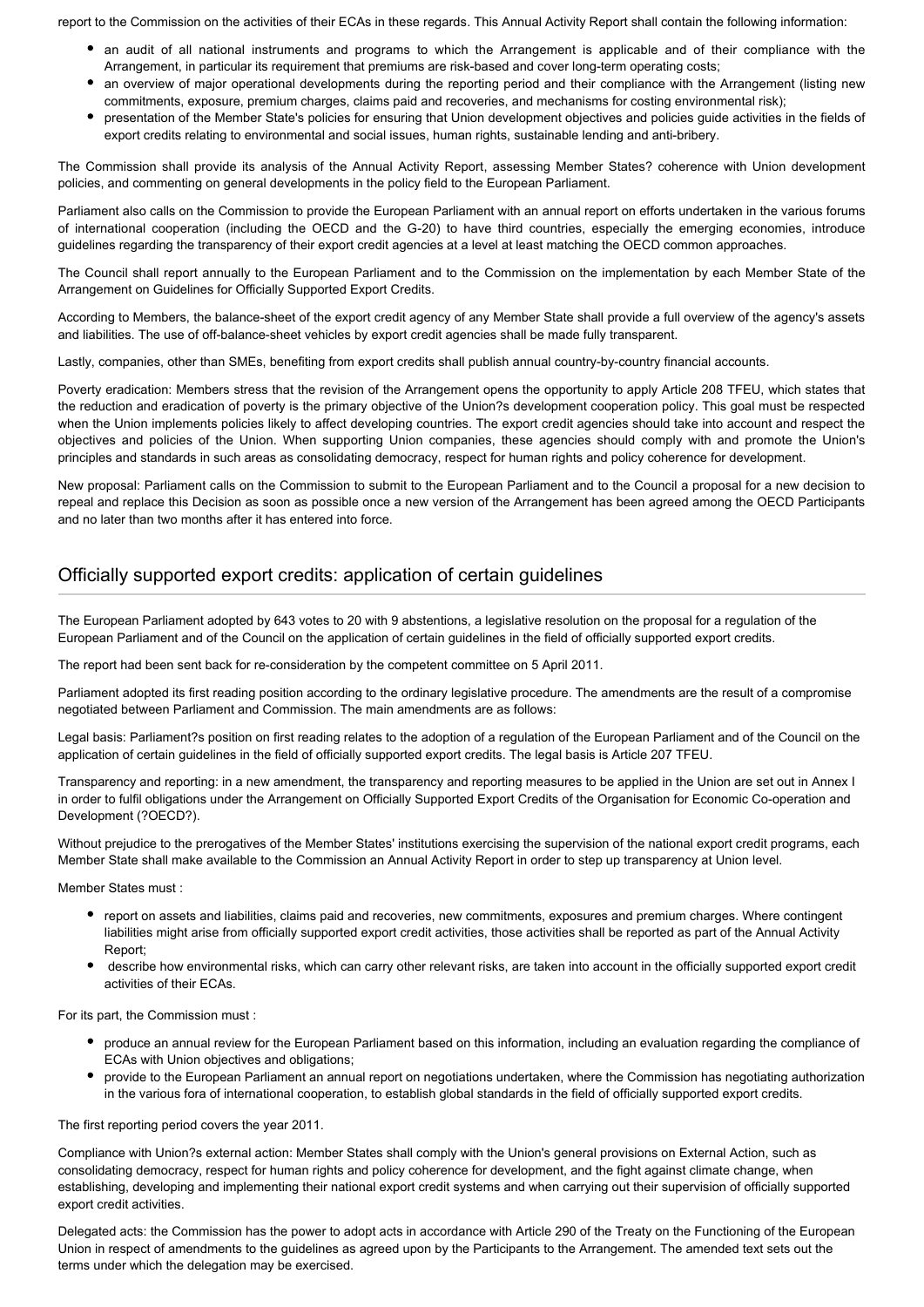report to the Commission on the activities of their ECAs in these regards. This Annual Activity Report shall contain the following information:

- an audit of all national instruments and programs to which the Arrangement is applicable and of their compliance with the Arrangement, in particular its requirement that premiums are risk-based and cover long-term operating costs;
- an overview of major operational developments during the reporting period and their compliance with the Arrangement (listing new commitments, exposure, premium charges, claims paid and recoveries, and mechanisms for costing environmental risk);
- presentation of the Member State's policies for ensuring that Union development objectives and policies guide activities in the fields of export credits relating to environmental and social issues, human rights, sustainable lending and anti-bribery.

The Commission shall provide its analysis of the Annual Activity Report, assessing Member States? coherence with Union development policies, and commenting on general developments in the policy field to the European Parliament.

Parliament also calls on the Commission to provide the European Parliament with an annual report on efforts undertaken in the various forums of international cooperation (including the OECD and the G-20) to have third countries, especially the emerging economies, introduce guidelines regarding the transparency of their export credit agencies at a level at least matching the OECD common approaches.

The Council shall report annually to the European Parliament and to the Commission on the implementation by each Member State of the Arrangement on Guidelines for Officially Supported Export Credits.

According to Members, the balance-sheet of the export credit agency of any Member State shall provide a full overview of the agency's assets and liabilities. The use of off-balance-sheet vehicles by export credit agencies shall be made fully transparent.

Lastly, companies, other than SMEs, benefiting from export credits shall publish annual country-by-country financial accounts.

Poverty eradication: Members stress that the revision of the Arrangement opens the opportunity to apply Article 208 TFEU, which states that the reduction and eradication of poverty is the primary objective of the Union?s development cooperation policy. This goal must be respected when the Union implements policies likely to affect developing countries. The export credit agencies should take into account and respect the objectives and policies of the Union. When supporting Union companies, these agencies should comply with and promote the Union's principles and standards in such areas as consolidating democracy, respect for human rights and policy coherence for development.

New proposal: Parliament calls on the Commission to submit to the European Parliament and to the Council a proposal for a new decision to repeal and replace this Decision as soon as possible once a new version of the Arrangement has been agreed among the OECD Participants and no later than two months after it has entered into force.

## Officially supported export credits: application of certain guidelines

The European Parliament adopted by 643 votes to 20 with 9 abstentions, a legislative resolution on the proposal for a regulation of the European Parliament and of the Council on the application of certain guidelines in the field of officially supported export credits.

The report had been sent back for re-consideration by the competent committee on 5 April 2011.

Parliament adopted its first reading position according to the ordinary legislative procedure. The amendments are the result of a compromise negotiated between Parliament and Commission. The main amendments are as follows:

Legal basis: Parliament?s position on first reading relates to the adoption of a regulation of the European Parliament and of the Council on the application of certain guidelines in the field of officially supported export credits. The legal basis is Article 207 TFEU.

Transparency and reporting: in a new amendment, the transparency and reporting measures to be applied in the Union are set out in Annex I in order to fulfil obligations under the Arrangement on Officially Supported Export Credits of the Organisation for Economic Co-operation and Development (?OECD?).

Without prejudice to the prerogatives of the Member States' institutions exercising the supervision of the national export credit programs, each Member State shall make available to the Commission an Annual Activity Report in order to step up transparency at Union level.

Member States must :

- report on assets and liabilities, claims paid and recoveries, new commitments, exposures and premium charges. Where contingent liabilities might arise from officially supported export credit activities, those activities shall be reported as part of the Annual Activity Report;
- describe how environmental risks, which can carry other relevant risks, are taken into account in the officially supported export credit activities of their ECAs.

For its part, the Commission must :

- produce an annual review for the European Parliament based on this information, including an evaluation regarding the compliance of ECAs with Union objectives and obligations;
- provide to the European Parliament an annual report on negotiations undertaken, where the Commission has negotiating authorization in the various fora of international cooperation, to establish global standards in the field of officially supported export credits.

The first reporting period covers the year 2011.

Compliance with Union?s external action: Member States shall comply with the Union's general provisions on External Action, such as consolidating democracy, respect for human rights and policy coherence for development, and the fight against climate change, when establishing, developing and implementing their national export credit systems and when carrying out their supervision of officially supported export credit activities.

Delegated acts: the Commission has the power to adopt acts in accordance with Article 290 of the Treaty on the Functioning of the European Union in respect of amendments to the guidelines as agreed upon by the Participants to the Arrangement. The amended text sets out the terms under which the delegation may be exercised.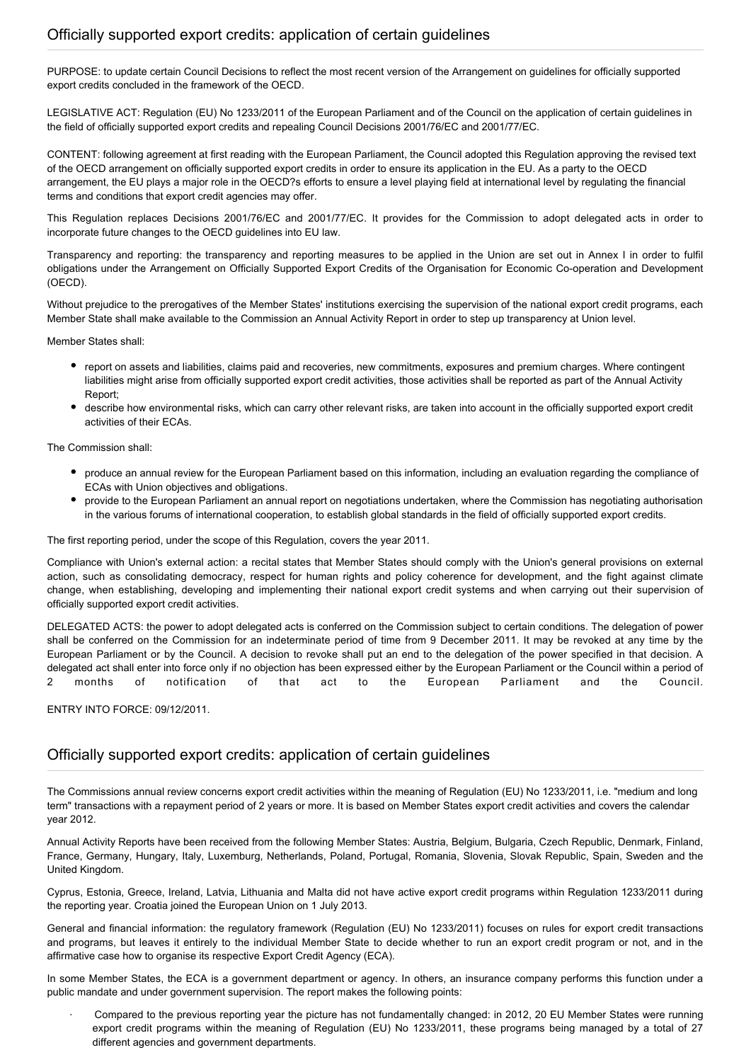## Officially supported export credits: application of certain guidelines

PURPOSE: to update certain Council Decisions to reflect the most recent version of the Arrangement on guidelines for officially supported export credits concluded in the framework of the OECD.

LEGISLATIVE ACT: Regulation (EU) No 1233/2011 of the European Parliament and of the Council on the application of certain guidelines in the field of officially supported export credits and repealing Council Decisions 2001/76/EC and 2001/77/EC.

CONTENT: following agreement at first reading with the European Parliament, the Council adopted this Regulation approving the revised text of the OECD arrangement on officially supported export credits in order to ensure its application in the EU. As a party to the OECD arrangement, the EU plays a major role in the OECD?s efforts to ensure a level playing field at international level by regulating the financial terms and conditions that export credit agencies may offer.

This Regulation replaces Decisions 2001/76/EC and 2001/77/EC. It provides for the Commission to adopt delegated acts in order to incorporate future changes to the OECD guidelines into EU law.

Transparency and reporting: the transparency and reporting measures to be applied in the Union are set out in Annex I in order to fulfil obligations under the Arrangement on Officially Supported Export Credits of the Organisation for Economic Co-operation and Development (OECD).

Without prejudice to the prerogatives of the Member States' institutions exercising the supervision of the national export credit programs, each Member State shall make available to the Commission an Annual Activity Report in order to step up transparency at Union level.

Member States shall:

- report on assets and liabilities, claims paid and recoveries, new commitments, exposures and premium charges. Where contingent liabilities might arise from officially supported export credit activities, those activities shall be reported as part of the Annual Activity Report;
- describe how environmental risks, which can carry other relevant risks, are taken into account in the officially supported export credit activities of their ECAs.

The Commission shall:

- produce an annual review for the European Parliament based on this information, including an evaluation regarding the compliance of ECAs with Union objectives and obligations.
- provide to the European Parliament an annual report on negotiations undertaken, where the Commission has negotiating authorisation in the various forums of international cooperation, to establish global standards in the field of officially supported export credits.

The first reporting period, under the scope of this Regulation, covers the year 2011.

Compliance with Union's external action: a recital states that Member States should comply with the Union's general provisions on external action, such as consolidating democracy, respect for human rights and policy coherence for development, and the fight against climate change, when establishing, developing and implementing their national export credit systems and when carrying out their supervision of officially supported export credit activities.

DELEGATED ACTS: the power to adopt delegated acts is conferred on the Commission subject to certain conditions. The delegation of power shall be conferred on the Commission for an indeterminate period of time from 9 December 2011. It may be revoked at any time by the European Parliament or by the Council. A decision to revoke shall put an end to the delegation of the power specified in that decision. A delegated act shall enter into force only if no objection has been expressed either by the European Parliament or the Council within a period of 2 months of notification of that act to the European Parliament and the Council.

ENTRY INTO FORCE: 09/12/2011.

## Officially supported export credits: application of certain guidelines

The Commissions annual review concerns export credit activities within the meaning of Regulation (EU) No 1233/2011, i.e. "medium and long term" transactions with a repayment period of 2 years or more. It is based on Member States export credit activities and covers the calendar year 2012.

Annual Activity Reports have been received from the following Member States: Austria, Belgium, Bulgaria, Czech Republic, Denmark, Finland, France, Germany, Hungary, Italy, Luxemburg, Netherlands, Poland, Portugal, Romania, Slovenia, Slovak Republic, Spain, Sweden and the United Kingdom.

Cyprus, Estonia, Greece, Ireland, Latvia, Lithuania and Malta did not have active export credit programs within Regulation 1233/2011 during the reporting year. Croatia joined the European Union on 1 July 2013.

General and financial information: the regulatory framework (Regulation (EU) No 1233/2011) focuses on rules for export credit transactions and programs, but leaves it entirely to the individual Member State to decide whether to run an export credit program or not, and in the affirmative case how to organise its respective Export Credit Agency (ECA).

In some Member States, the ECA is a government department or agency. In others, an insurance company performs this function under a public mandate and under government supervision. The report makes the following points:

- Compared to the previous reporting year the picture has not fundamentally changed: in 2012, 20 EU Member States were running export credit programs within the meaning of Regulation (EU) No 1233/2011, these programs being managed by a total of 27 different agencies and government departments.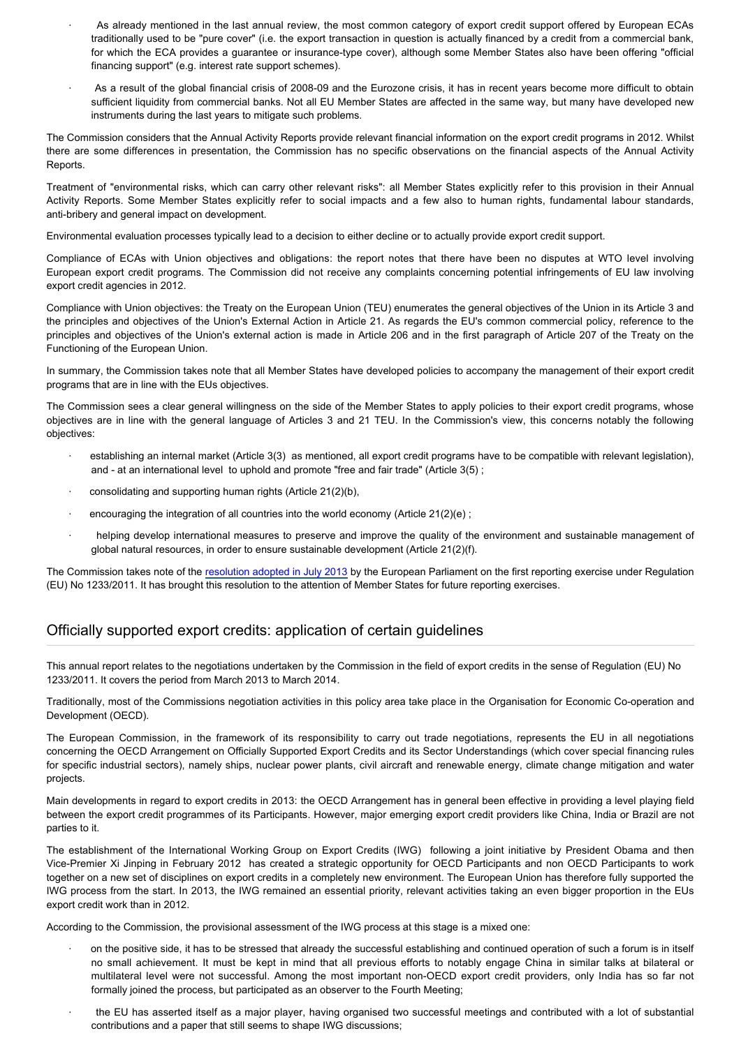- As already mentioned in the last annual review, the most common category of export credit support offered by European ECAs traditionally used to be "pure cover" (i.e. the export transaction in question is actually financed by a credit from a commercial bank, for which the ECA provides a guarantee or insurance-type cover), although some Member States also have been offering "official financing support" (e.g. interest rate support schemes).
- As a result of the global financial crisis of 2008-09 and the Eurozone crisis, it has in recent years become more difficult to obtain sufficient liquidity from commercial banks. Not all EU Member States are affected in the same way, but many have developed new instruments during the last years to mitigate such problems.

The Commission considers that the Annual Activity Reports provide relevant financial information on the export credit programs in 2012. Whilst there are some differences in presentation, the Commission has no specific observations on the financial aspects of the Annual Activity Reports.

Treatment of "environmental risks, which can carry other relevant risks": all Member States explicitly refer to this provision in their Annual Activity Reports. Some Member States explicitly refer to social impacts and a few also to human rights, fundamental labour standards, anti-bribery and general impact on development.

Environmental evaluation processes typically lead to a decision to either decline or to actually provide export credit support.

Compliance of ECAs with Union objectives and obligations: the report notes that there have been no disputes at WTO level involving European export credit programs. The Commission did not receive any complaints concerning potential infringements of EU law involving export credit agencies in 2012.

Compliance with Union objectives: the Treaty on the European Union (TEU) enumerates the general objectives of the Union in its Article 3 and the principles and objectives of the Union's External Action in Article 21. As regards the EU's common commercial policy, reference to the principles and objectives of the Union's external action is made in Article 206 and in the first paragraph of Article 207 of the Treaty on the Functioning of the European Union.

In summary, the Commission takes note that all Member States have developed policies to accompany the management of their export credit programs that are in line with the EUs objectives.

The Commission sees a clear general willingness on the side of the Member States to apply policies to their export credit programs, whose objectives are in line with the general language of Articles 3 and 21 TEU. In the Commission's view, this concerns notably the following objectives:

- establishing an internal market (Article 3(3) as mentioned, all export credit programs have to be compatible with relevant legislation), and - at an international level to uphold and promote "free and fair trade" (Article 3(5) ;
- consolidating and supporting human rights (Article 21(2)(b),
- encouraging the integration of all countries into the world economy (Article 21(2)(e) ;
- helping develop international measures to preserve and improve the quality of the environment and sustainable management of global natural resources, in order to ensure sustainable development (Article 21(2)(f).

The Commission takes note of the resolution adopted in July 2013 by the European Parliament on the first reporting exercise under Regulation (EU) No 1233/2011. It has brought this resolution to the attention of Member States for future reporting exercises.

## Officially supported export credits: application of certain guidelines

This annual report relates to the negotiations undertaken by the Commission in the field of export credits in the sense of Regulation (EU) No 1233/2011. It covers the period from March 2013 to March 2014.

Traditionally, most of the Commissions negotiation activities in this policy area take place in the Organisation for Economic Co-operation and Development (OECD).

The European Commission, in the framework of its responsibility to carry out trade negotiations, represents the EU in all negotiations concerning the OECD Arrangement on Officially Supported Export Credits and its Sector Understandings (which cover special financing rules for specific industrial sectors), namely ships, nuclear power plants, civil aircraft and renewable energy, climate change mitigation and water projects.

Main developments in regard to export credits in 2013: the OECD Arrangement has in general been effective in providing a level playing field between the export credit programmes of its Participants. However, major emerging export credit providers like China, India or Brazil are not parties to it.

The establishment of the International Working Group on Export Credits (IWG) following a joint initiative by President Obama and then Vice-Premier Xi Jinping in February 2012 has created a strategic opportunity for OECD Participants and non OECD Participants to work together on a new set of disciplines on export credits in a completely new environment. The European Union has therefore fully supported the IWG process from the start. In 2013, the IWG remained an essential priority, relevant activities taking an even bigger proportion in the EUs export credit work than in 2012.

According to the Commission, the provisional assessment of the IWG process at this stage is a mixed one:

- on the positive side, it has to be stressed that already the successful establishing and continued operation of such a forum is in itself no small achievement. It must be kept in mind that all previous efforts to notably engage China in similar talks at bilateral or multilateral level were not successful. Among the most important non-OECD export credit providers, only India has so far not formally joined the process, but participated as an observer to the Fourth Meeting;
- the EU has asserted itself as a major player, having organised two successful meetings and contributed with a lot of substantial contributions and a paper that still seems to shape IWG discussions;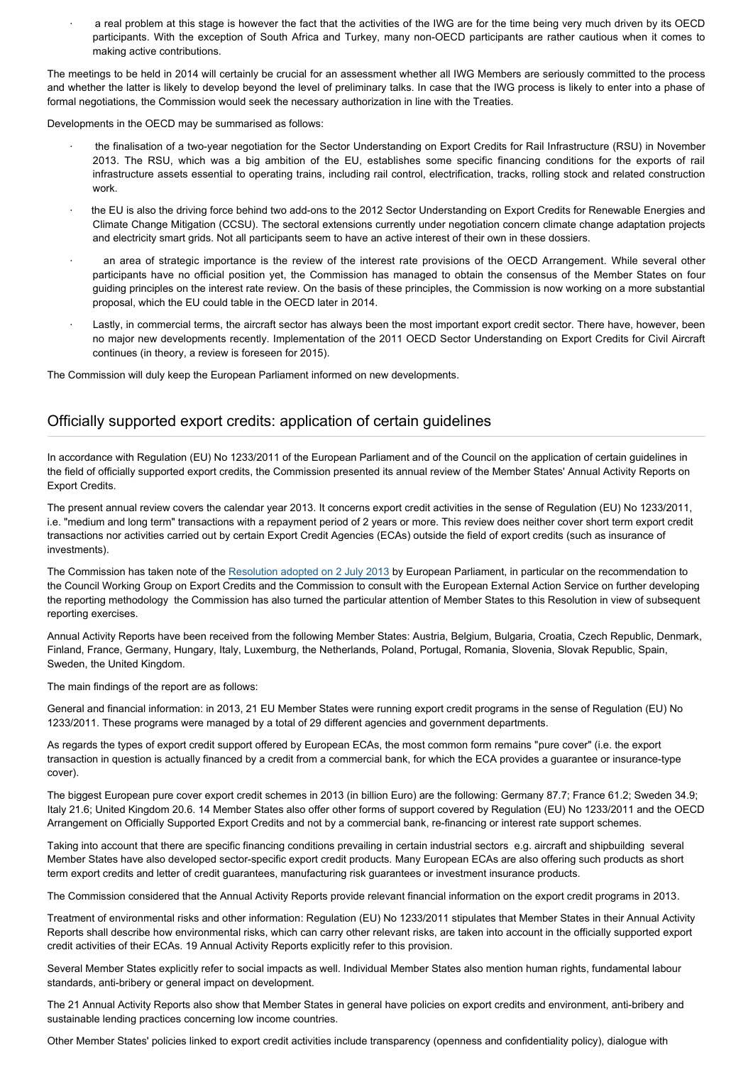- a real problem at this stage is however the fact that the activities of the IWG are for the time being very much driven by its OECD participants. With the exception of South Africa and Turkey, many non-OECD participants are rather cautious when it comes to making active contributions.

The meetings to be held in 2014 will certainly be crucial for an assessment whether all IWG Members are seriously committed to the process and whether the latter is likely to develop beyond the level of preliminary talks. In case that the IWG process is likely to enter into a phase of formal negotiations, the Commission would seek the necessary authorization in line with the Treaties.

Developments in the OECD may be summarised as follows:

- the finalisation of a two-year negotiation for the Sector Understanding on Export Credits for Rail Infrastructure (RSU) in November 2013. The RSU, which was a big ambition of the EU, establishes some specific financing conditions for the exports of rail infrastructure assets essential to operating trains, including rail control, electrification, tracks, rolling stock and related construction work.
- the EU is also the driving force behind two add-ons to the 2012 Sector Understanding on Export Credits for Renewable Energies and Climate Change Mitigation (CCSU). The sectoral extensions currently under negotiation concern climate change adaptation projects and electricity smart grids. Not all participants seem to have an active interest of their own in these dossiers.
- an area of strategic importance is the review of the interest rate provisions of the OECD Arrangement. While several other participants have no official position yet, the Commission has managed to obtain the consensus of the Member States on four guiding principles on the interest rate review. On the basis of these principles, the Commission is now working on a more substantial proposal, which the EU could table in the OECD later in 2014.
- Lastly, in commercial terms, the aircraft sector has always been the most important export credit sector. There have, however, been no major new developments recently. Implementation of the 2011 OECD Sector Understanding on Export Credits for Civil Aircraft continues (in theory, a review is foreseen for 2015).

The Commission will duly keep the European Parliament informed on new developments.

## Officially supported export credits: application of certain guidelines

In accordance with Regulation (EU) No 1233/2011 of the European Parliament and of the Council on the application of certain guidelines in the field of officially supported export credits, the Commission presented its annual review of the Member States' Annual Activity Reports on Export Credits.

The present annual review covers the calendar year 2013. It concerns export credit activities in the sense of Regulation (EU) No 1233/2011, i.e. "medium and long term" transactions with a repayment period of 2 years or more. This review does neither cover short term export credit transactions nor activities carried out by certain Export Credit Agencies (ECAs) outside the field of export credits (such as insurance of investments).

The Commission has taken note of the Resolution adopted on 2 July 2013 by European Parliament, in particular on the recommendation to the Council Working Group on Export Credits and the Commission to consult with the European External Action Service on further developing the reporting methodology the Commission has also turned the particular attention of Member States to this Resolution in view of subsequent reporting exercises.

Annual Activity Reports have been received from the following Member States: Austria, Belgium, Bulgaria, Croatia, Czech Republic, Denmark, Finland, France, Germany, Hungary, Italy, Luxemburg, the Netherlands, Poland, Portugal, Romania, Slovenia, Slovak Republic, Spain, Sweden, the United Kingdom.

The main findings of the report are as follows:

General and financial information: in 2013, 21 EU Member States were running export credit programs in the sense of Regulation (EU) No 1233/2011. These programs were managed by a total of 29 different agencies and government departments.

As regards the types of export credit support offered by European ECAs, the most common form remains "pure cover" (i.e. the export transaction in question is actually financed by a credit from a commercial bank, for which the ECA provides a guarantee or insurance-type cover).

The biggest European pure cover export credit schemes in 2013 (in billion Euro) are the following: Germany 87.7; France 61.2; Sweden 34.9; Italy 21.6; United Kingdom 20.6. 14 Member States also offer other forms of support covered by Regulation (EU) No 1233/2011 and the OECD Arrangement on Officially Supported Export Credits and not by a commercial bank, re-financing or interest rate support schemes.

Taking into account that there are specific financing conditions prevailing in certain industrial sectors e.g. aircraft and shipbuilding several Member States have also developed sector-specific export credit products. Many European ECAs are also offering such products as short term export credits and letter of credit guarantees, manufacturing risk guarantees or investment insurance products.

The Commission considered that the Annual Activity Reports provide relevant financial information on the export credit programs in 2013.

Treatment of environmental risks and other information: Regulation (EU) No 1233/2011 stipulates that Member States in their Annual Activity Reports shall describe how environmental risks, which can carry other relevant risks, are taken into account in the officially supported export credit activities of their ECAs. 19 Annual Activity Reports explicitly refer to this provision.

Several Member States explicitly refer to social impacts as well. Individual Member States also mention human rights, fundamental labour standards, anti-bribery or general impact on development.

The 21 Annual Activity Reports also show that Member States in general have policies on export credits and environment, anti-bribery and sustainable lending practices concerning low income countries.

Other Member States' policies linked to export credit activities include transparency (openness and confidentiality policy), dialogue with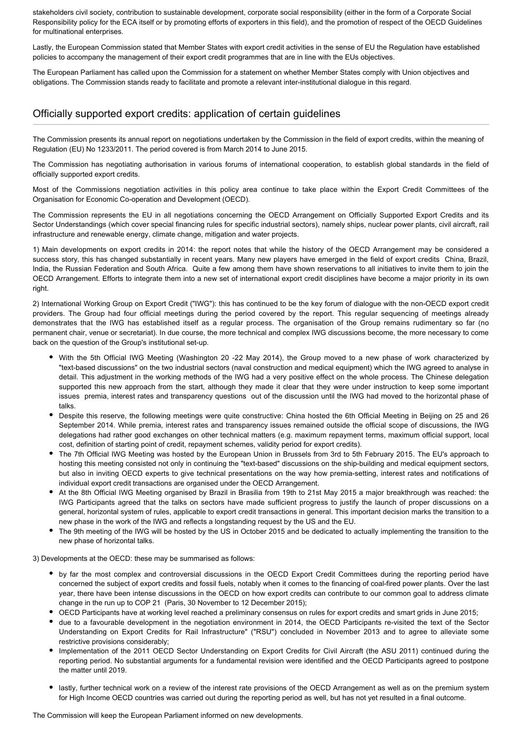stakeholders civil society, contribution to sustainable development, corporate social responsibility (either in the form of a Corporate Social Responsibility policy for the ECA itself or by promoting efforts of exporters in this field), and the promotion of respect of the OECD Guidelines for multinational enterprises.

Lastly, the European Commission stated that Member States with export credit activities in the sense of EU the Regulation have established policies to accompany the management of their export credit programmes that are in line with the EUs objectives.

The European Parliament has called upon the Commission for a statement on whether Member States comply with Union objectives and obligations. The Commission stands ready to facilitate and promote a relevant inter-institutional dialogue in this regard.

## Officially supported export credits: application of certain guidelines

The Commission presents its annual report on negotiations undertaken by the Commission in the field of export credits, within the meaning of Regulation (EU) No 1233/2011. The period covered is from March 2014 to June 2015.

The Commission has negotiating authorisation in various forums of international cooperation, to establish global standards in the field of officially supported export credits.

Most of the Commissions negotiation activities in this policy area continue to take place within the Export Credit Committees of the Organisation for Economic Co-operation and Development (OECD).

The Commission represents the EU in all negotiations concerning the OECD Arrangement on Officially Supported Export Credits and its Sector Understandings (which cover special financing rules for specific industrial sectors), namely ships, nuclear power plants, civil aircraft, rail infrastructure and renewable energy, climate change, mitigation and water projects.

1) Main developments on export credits in 2014: the report notes that while the history of the OECD Arrangement may be considered a success story, this has changed substantially in recent years. Many new players have emerged in the field of export credits China, Brazil, India, the Russian Federation and South Africa. Quite a few among them have shown reservations to all initiatives to invite them to join the OECD Arrangement. Efforts to integrate them into a new set of international export credit disciplines have become a major priority in its own right.

2) International Working Group on Export Credit ("IWG"): this has continued to be the key forum of dialogue with the non-OECD export credit providers. The Group had four official meetings during the period covered by the report. This regular sequencing of meetings already demonstrates that the IWG has established itself as a regular process. The organisation of the Group remains rudimentary so far (no permanent chair, venue or secretariat). In due course, the more technical and complex IWG discussions become, the more necessary to come back on the question of the Group's institutional set-up.

- With the 5th Official IWG Meeting (Washington 20 -22 May 2014), the Group moved to a new phase of work characterized by "text-based discussions" on the two industrial sectors (naval construction and medical equipment) which the IWG agreed to analyse in detail. This adjustment in the working methods of the IWG had a very positive effect on the whole process. The Chinese delegation supported this new approach from the start, although they made it clear that they were under instruction to keep some important issues premia, interest rates and transparency questions out of the discussion until the IWG had moved to the horizontal phase of talks.
- Despite this reserve, the following meetings were quite constructive: China hosted the 6th Official Meeting in Beijing on 25 and 26 September 2014. While premia, interest rates and transparency issues remained outside the official scope of discussions, the IWG delegations had rather good exchanges on other technical matters (e.g. maximum repayment terms, maximum official support, local cost, definition of starting point of credit, repayment schemes, validity period for export credits).
- The 7th Official IWG Meeting was hosted by the European Union in Brussels from 3rd to 5th February 2015. The EU's approach to hosting this meeting consisted not only in continuing the "text-based" discussions on the ship-building and medical equipment sectors, but also in inviting OECD experts to give technical presentations on the way how premia-setting, interest rates and notifications of individual export credit transactions are organised under the OECD Arrangement.
- At the 8th Official IWG Meeting organised by Brazil in Brasilia from 19th to 21st May 2015 a major breakthrough was reached: the IWG Participants agreed that the talks on sectors have made sufficient progress to justify the launch of proper discussions on a general, horizontal system of rules, applicable to export credit transactions in general. This important decision marks the transition to a new phase in the work of the IWG and reflects a longstanding request by the US and the EU.
- The 9th meeting of the IWG will be hosted by the US in October 2015 and be dedicated to actually implementing the transition to the new phase of horizontal talks.

3) Developments at the OECD: these may be summarised as follows:

- by far the most complex and controversial discussions in the OECD Export Credit Committees during the reporting period have concerned the subject of export credits and fossil fuels, notably when it comes to the financing of coal-fired power plants. Over the last year, there have been intense discussions in the OECD on how export credits can contribute to our common goal to address climate change in the run up to COP 21 (Paris, 30 November to 12 December 2015);
- OECD Participants have at working level reached a preliminary consensus on rules for export credits and smart grids in June 2015;
- due to a favourable development in the negotiation environment in 2014, the OECD Participants re-visited the text of the Sector Understanding on Export Credits for Rail Infrastructure" ("RSU") concluded in November 2013 and to agree to alleviate some restrictive provisions considerably;
- Implementation of the 2011 OECD Sector Understanding on Export Credits for Civil Aircraft (the ASU 2011) continued during the reporting period. No substantial arguments for a fundamental revision were identified and the OECD Participants agreed to postpone the matter until 2019.
- lastly, further technical work on a review of the interest rate provisions of the OECD Arrangement as well as on the premium system for High Income OECD countries was carried out during the reporting period as well, but has not yet resulted in a final outcome.

The Commission will keep the European Parliament informed on new developments.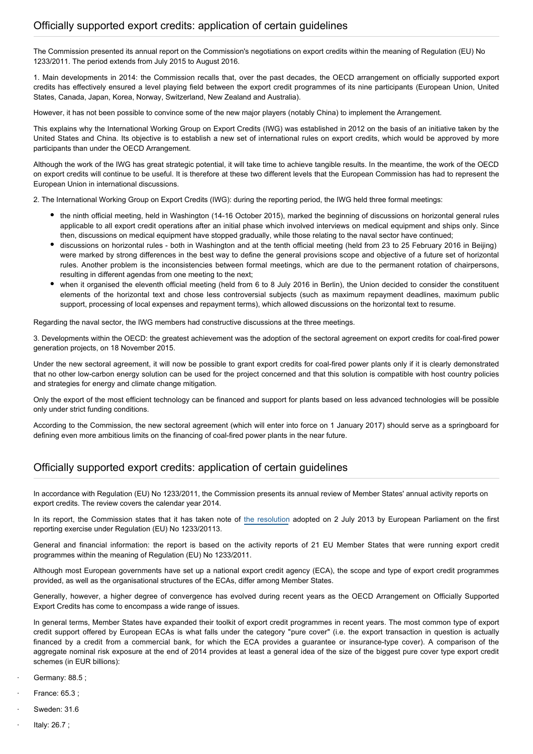## Officially supported export credits: application of certain guidelines

The Commission presented its annual report on the Commission's negotiations on export credits within the meaning of Regulation (EU) No 1233/2011. The period extends from July 2015 to August 2016.

1. Main developments in 2014: the Commission recalls that, over the past decades, the OECD arrangement on officially supported export credits has effectively ensured a level playing field between the export credit programmes of its nine participants (European Union, United States, Canada, Japan, Korea, Norway, Switzerland, New Zealand and Australia).

However, it has not been possible to convince some of the new major players (notably China) to implement the Arrangement.

This explains why the International Working Group on Export Credits (IWG) was established in 2012 on the basis of an initiative taken by the United States and China. Its objective is to establish a new set of international rules on export credits, which would be approved by more participants than under the OECD Arrangement.

Although the work of the IWG has great strategic potential, it will take time to achieve tangible results. In the meantime, the work of the OECD on export credits will continue to be useful. It is therefore at these two different levels that the European Commission has had to represent the European Union in international discussions.

2. The International Working Group on Export Credits (IWG): during the reporting period, the IWG held three formal meetings:

- the ninth official meeting, held in Washington (14-16 October 2015), marked the beginning of discussions on horizontal general rules applicable to all export credit operations after an initial phase which involved interviews on medical equipment and ships only. Since then, discussions on medical equipment have stopped gradually, while those relating to the naval sector have continued;
- discussions on horizontal rules - both in Washington and at the tenth official meeting (held from 23 to 25 February 2016 in Beijing) were marked by strong differences in the best way to define the general provisions scope and objective of a future set of horizontal rules. Another problem is the inconsistencies between formal meetings, which are due to the permanent rotation of chairpersons, resulting in different agendas from one meeting to the next;
- when it organised the eleventh official meeting (held from 6 to 8 July 2016 in Berlin), the Union decided to consider the constituent elements of the horizontal text and chose less controversial subjects (such as maximum repayment deadlines, maximum public support, processing of local expenses and repayment terms), which allowed discussions on the horizontal text to resume.

Regarding the naval sector, the IWG members had constructive discussions at the three meetings.

3. Developments within the OECD: the greatest achievement was the adoption of the sectoral agreement on export credits for coal-fired power generation projects, on 18 November 2015.

Under the new sectoral agreement, it will now be possible to grant export credits for coal-fired power plants only if it is clearly demonstrated that no other low-carbon energy solution can be used for the project concerned and that this solution is compatible with host country policies and strategies for energy and climate change mitigation.

Only the export of the most efficient technology can be financed and support for plants based on less advanced technologies will be possible only under strict funding conditions.

According to the Commission, the new sectoral agreement (which will enter into force on 1 January 2017) should serve as a springboard for defining even more ambitious limits on the financing of coal-fired power plants in the near future.

## Officially supported export credits: application of certain guidelines

In accordance with Regulation (EU) No 1233/2011, the Commission presents its annual review of Member States' annual activity reports on export credits. The review covers the calendar year 2014.

In its report, the Commission states that it has taken note of the resolution adopted on 2 July 2013 by European Parliament on the first reporting exercise under Regulation (EU) No 1233/20113.

General and financial information: the report is based on the activity reports of 21 EU Member States that were running export credit programmes within the meaning of Regulation (EU) No 1233/2011.

Although most European governments have set up a national export credit agency (ECA), the scope and type of export credit programmes provided, as well as the organisational structures of the ECAs, differ among Member States.

Generally, however, a higher degree of convergence has evolved during recent years as the OECD Arrangement on Officially Supported Export Credits has come to encompass a wide range of issues.

In general terms, Member States have expanded their toolkit of export credit programmes in recent years. The most common type of export credit support offered by European ECAs is what falls under the category "pure cover" (i.e. the export transaction in question is actually financed by a credit from a commercial bank, for which the ECA provides a guarantee or insurance-type cover). A comparison of the aggregate nominal risk exposure at the end of 2014 provides at least a general idea of the size of the biggest pure cover type export credit schemes (in EUR billions):

- Germany: 88.5 ;
- France: 65.3 ;
- Sweden: 31.6
- Italy: 26.7 ;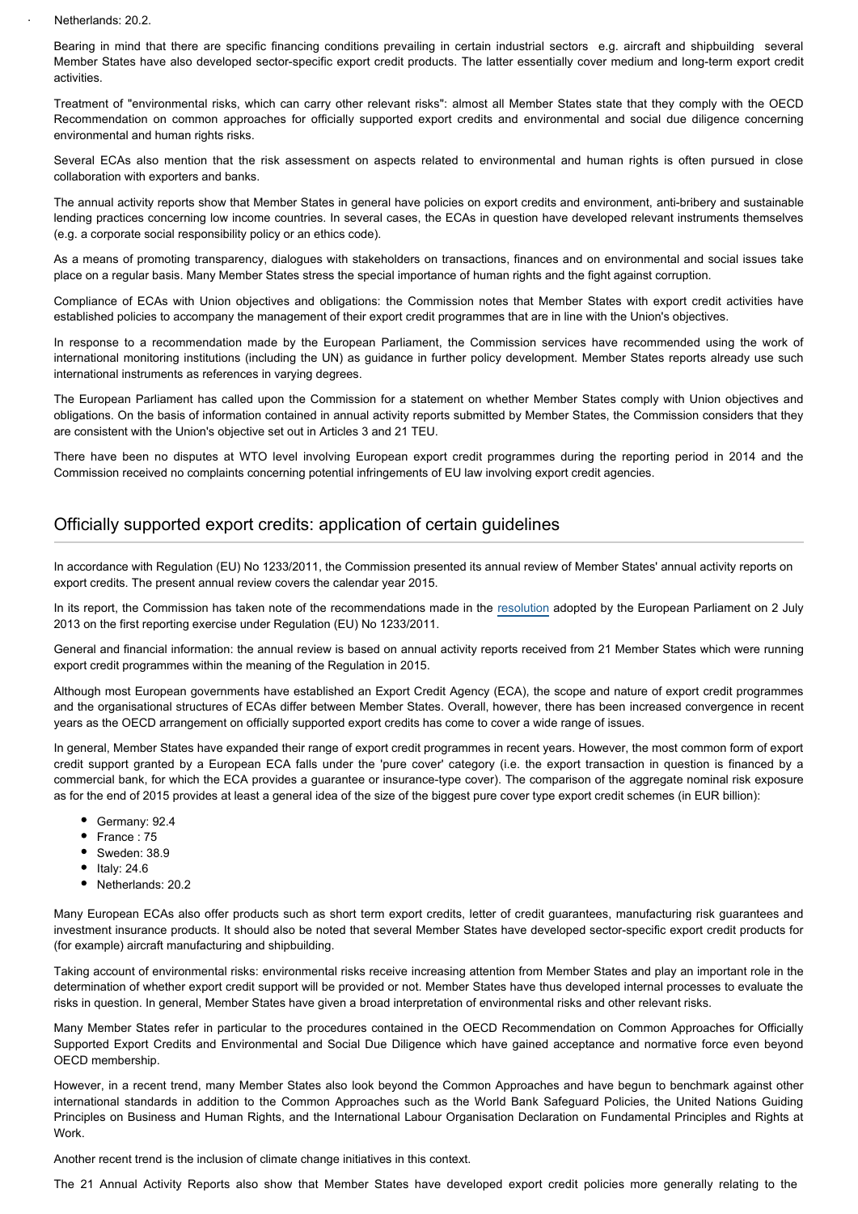- Netherlands: 20.2.

Bearing in mind that there are specific financing conditions prevailing in certain industrial sectors e.g. aircraft and shipbuilding several Member States have also developed sector-specific export credit products. The latter essentially cover medium and long-term export credit activities.

Treatment of "environmental risks, which can carry other relevant risks": almost all Member States state that they comply with the OECD Recommendation on common approaches for officially supported export credits and environmental and social due diligence concerning environmental and human rights risks.

Several ECAs also mention that the risk assessment on aspects related to environmental and human rights is often pursued in close collaboration with exporters and banks.

The annual activity reports show that Member States in general have policies on export credits and environment, anti-bribery and sustainable lending practices concerning low income countries. In several cases, the ECAs in question have developed relevant instruments themselves (e.g. a corporate social responsibility policy or an ethics code).

As a means of promoting transparency, dialogues with stakeholders on transactions, finances and on environmental and social issues take place on a regular basis. Many Member States stress the special importance of human rights and the fight against corruption.

Compliance of ECAs with Union objectives and obligations: the Commission notes that Member States with export credit activities have established policies to accompany the management of their export credit programmes that are in line with the Union's objectives.

In response to a recommendation made by the European Parliament, the Commission services have recommended using the work of international monitoring institutions (including the UN) as guidance in further policy development. Member States reports already use such international instruments as references in varying degrees.

The European Parliament has called upon the Commission for a statement on whether Member States comply with Union objectives and obligations. On the basis of information contained in annual activity reports submitted by Member States, the Commission considers that they are consistent with the Union's objective set out in Articles 3 and 21 TEU.

There have been no disputes at WTO level involving European export credit programmes during the reporting period in 2014 and the Commission received no complaints concerning potential infringements of EU law involving export credit agencies.

## Officially supported export credits: application of certain guidelines

In accordance with Regulation (EU) No 1233/2011, the Commission presented its annual review of Member States' annual activity reports on export credits. The present annual review covers the calendar year 2015.

In its report, the Commission has taken note of the recommendations made in the resolution adopted by the European Parliament on 2 July 2013 on the first reporting exercise under Regulation (EU) No 1233/2011.

General and financial information: the annual review is based on annual activity reports received from 21 Member States which were running export credit programmes within the meaning of the Regulation in 2015.

Although most European governments have established an Export Credit Agency (ECA), the scope and nature of export credit programmes and the organisational structures of ECAs differ between Member States. Overall, however, there has been increased convergence in recent years as the OECD arrangement on officially supported export credits has come to cover a wide range of issues.

In general, Member States have expanded their range of export credit programmes in recent years. However, the most common form of export credit support granted by a European ECA falls under the 'pure cover' category (i.e. the export transaction in question is financed by a commercial bank, for which the ECA provides a guarantee or insurance-type cover). The comparison of the aggregate nominal risk exposure as for the end of 2015 provides at least a general idea of the size of the biggest pure cover type export credit schemes (in EUR billion):

- Germany: 92.4
- France : 75
- Sweden: 38.9
- Italy: 24.6
- Netherlands: 20.2

Many European ECAs also offer products such as short term export credits, letter of credit guarantees, manufacturing risk guarantees and investment insurance products. It should also be noted that several Member States have developed sector-specific export credit products for (for example) aircraft manufacturing and shipbuilding.

Taking account of environmental risks: environmental risks receive increasing attention from Member States and play an important role in the determination of whether export credit support will be provided or not. Member States have thus developed internal processes to evaluate the risks in question. In general, Member States have given a broad interpretation of environmental risks and other relevant risks.

Many Member States refer in particular to the procedures contained in the OECD Recommendation on Common Approaches for Officially Supported Export Credits and Environmental and Social Due Diligence which have gained acceptance and normative force even beyond OECD membership.

However, in a recent trend, many Member States also look beyond the Common Approaches and have begun to benchmark against other international standards in addition to the Common Approaches such as the World Bank Safeguard Policies, the United Nations Guiding Principles on Business and Human Rights, and the International Labour Organisation Declaration on Fundamental Principles and Rights at Work.

Another recent trend is the inclusion of climate change initiatives in this context.

The 21 Annual Activity Reports also show that Member States have developed export credit policies more generally relating to the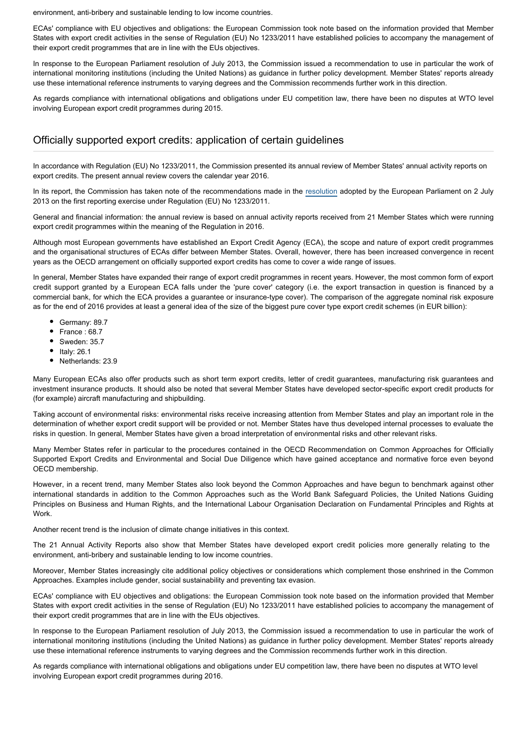environment, anti-bribery and sustainable lending to low income countries.

ECAs' compliance with EU objectives and obligations: the European Commission took note based on the information provided that Member States with export credit activities in the sense of Regulation (EU) No 1233/2011 have established policies to accompany the management of their export credit programmes that are in line with the EUs objectives.

In response to the European Parliament resolution of July 2013, the Commission issued a recommendation to use in particular the work of international monitoring institutions (including the United Nations) as guidance in further policy development. Member States' reports already use these international reference instruments to varying degrees and the Commission recommends further work in this direction.

As regards compliance with international obligations and obligations under EU competition law, there have been no disputes at WTO level involving European export credit programmes during 2015.

## Officially supported export credits: application of certain guidelines

In accordance with Regulation (EU) No 1233/2011, the Commission presented its annual review of Member States' annual activity reports on export credits. The present annual review covers the calendar year 2016.

In its report, the Commission has taken note of the recommendations made in the resolution adopted by the European Parliament on 2 July 2013 on the first reporting exercise under Regulation (EU) No 1233/2011.

General and financial information: the annual review is based on annual activity reports received from 21 Member States which were running export credit programmes within the meaning of the Regulation in 2016.

Although most European governments have established an Export Credit Agency (ECA), the scope and nature of export credit programmes and the organisational structures of ECAs differ between Member States. Overall, however, there has been increased convergence in recent years as the OECD arrangement on officially supported export credits has come to cover a wide range of issues.

In general, Member States have expanded their range of export credit programmes in recent years. However, the most common form of export credit support granted by a European ECA falls under the 'pure cover' category (i.e. the export transaction in question is financed by a commercial bank, for which the ECA provides a guarantee or insurance-type cover). The comparison of the aggregate nominal risk exposure as for the end of 2016 provides at least a general idea of the size of the biggest pure cover type export credit schemes (in EUR billion):

- Germany: 89.7
- France : 68.7
- Sweden: 35.7
- Italy: 26.1
- Netherlands: 23.9

Many European ECAs also offer products such as short term export credits, letter of credit guarantees, manufacturing risk guarantees and investment insurance products. It should also be noted that several Member States have developed sector-specific export credit products for (for example) aircraft manufacturing and shipbuilding.

Taking account of environmental risks: environmental risks receive increasing attention from Member States and play an important role in the determination of whether export credit support will be provided or not. Member States have thus developed internal processes to evaluate the risks in question. In general, Member States have given a broad interpretation of environmental risks and other relevant risks.

Many Member States refer in particular to the procedures contained in the OECD Recommendation on Common Approaches for Officially Supported Export Credits and Environmental and Social Due Diligence which have gained acceptance and normative force even beyond OECD membership.

However, in a recent trend, many Member States also look beyond the Common Approaches and have begun to benchmark against other international standards in addition to the Common Approaches such as the World Bank Safeguard Policies, the United Nations Guiding Principles on Business and Human Rights, and the International Labour Organisation Declaration on Fundamental Principles and Rights at Work.

Another recent trend is the inclusion of climate change initiatives in this context.

The 21 Annual Activity Reports also show that Member States have developed export credit policies more generally relating to the environment, anti-bribery and sustainable lending to low income countries.

Moreover, Member States increasingly cite additional policy objectives or considerations which complement those enshrined in the Common Approaches. Examples include gender, social sustainability and preventing tax evasion.

ECAs' compliance with EU objectives and obligations: the European Commission took note based on the information provided that Member States with export credit activities in the sense of Regulation (EU) No 1233/2011 have established policies to accompany the management of their export credit programmes that are in line with the EUs objectives.

In response to the European Parliament resolution of July 2013, the Commission issued a recommendation to use in particular the work of international monitoring institutions (including the United Nations) as guidance in further policy development. Member States' reports already use these international reference instruments to varying degrees and the Commission recommends further work in this direction.

As regards compliance with international obligations and obligations under EU competition law, there have been no disputes at WTO level involving European export credit programmes during 2016.